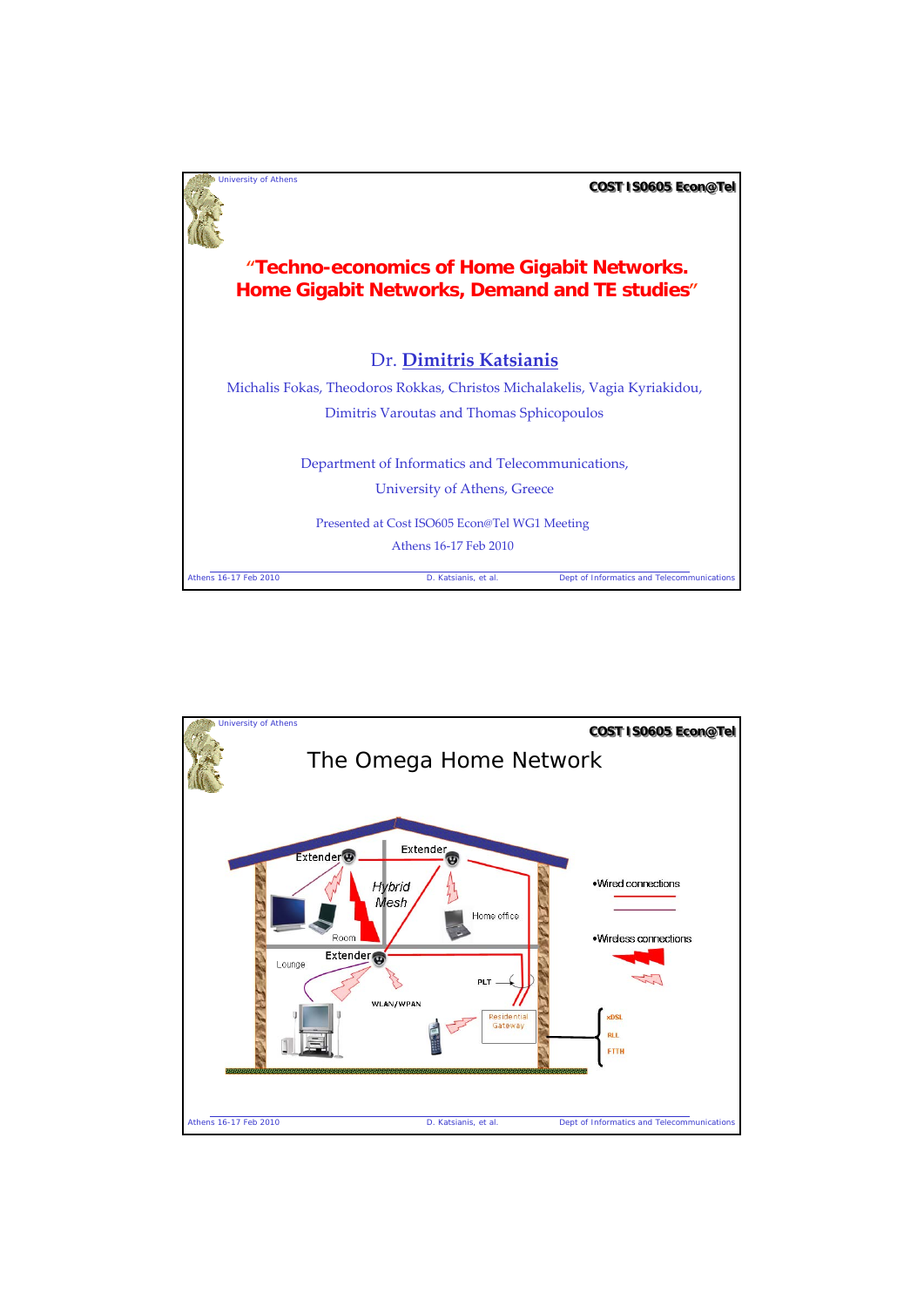# "Techno-economics of Home Gigabit Networks. Home Gigabit Networks, Demand and TE studies"

Dr. Dimitris Katsianis

Michalis Fokas, Theodoros Rokkas, Christos Michalakelis, Vagia Kyriakidou, Dimitris Varoutas and Thomas Sphicopoulos

Department of Informatics and Telecommunications, University of Athens, Greece

Presented at Cost ISO605 Econ@Tel WG1 Meeting

Athens 16-17 Feb 2010

## The Omega Home Network

Extender

Extender

Hybrid Mesh

Home office

Room

Extender

Lounge

PLT

WLAN/WPAN

Residential Gateway

•Wired connections

•Wireless connections

xDSL

RLL

FTTH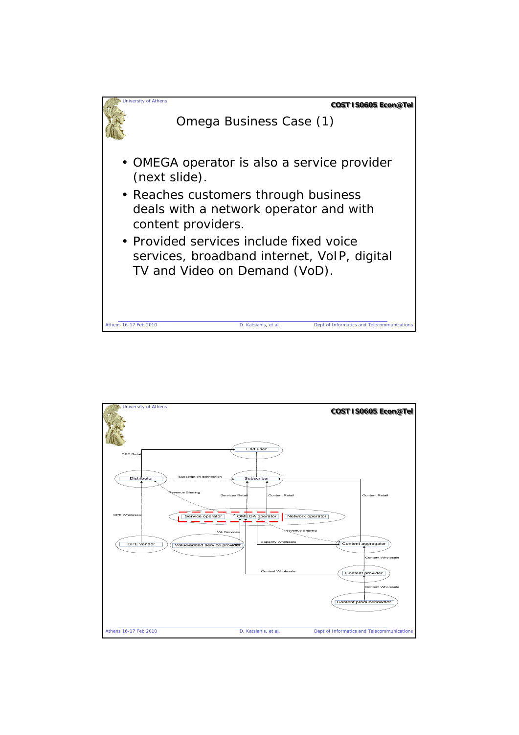# Omega Business Case (1)

- OMEGA operator is also a service provider (next slide).
- Reaches customers through business deals with a network operator and with content providers.
- Provided services include fixed voice services, broadband internet, VoIP, digital TV and Video on Demand (VoD).

End user

CPE Retail

Distributor — Subscription distribution — Subscriber

Revenue Sharing — Services Retail — Content Retail — Content Retail

CPE Wholesale

Service operator — OMEGA operator — Network operator

VA Services — Revenue Sharing

CPE vendor — Value-added service provider — Capacity Wholesale — Content aggregator

Content Wholesale

Content Wholesale — Content provider

Content Wholesale

Content producer/owner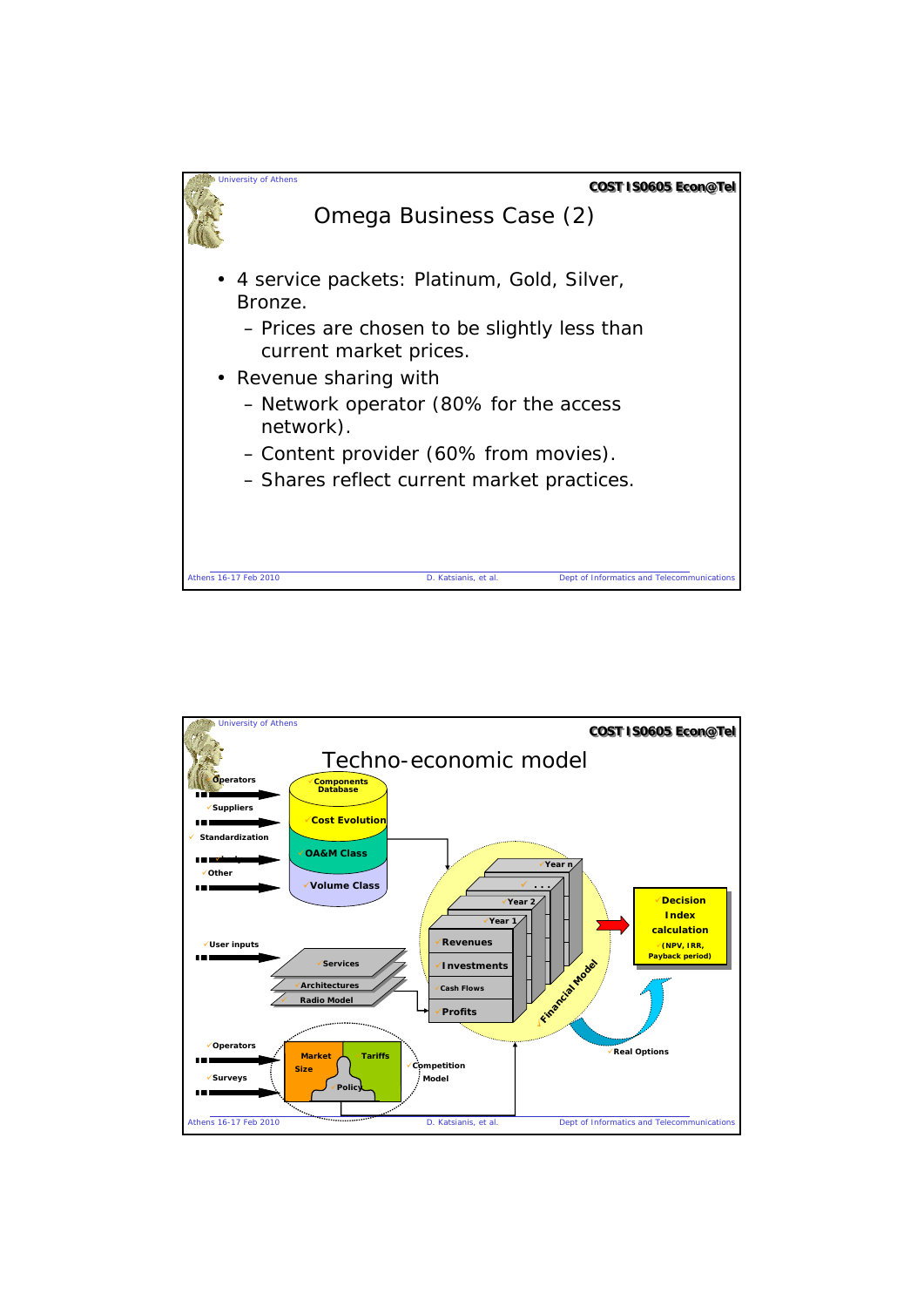# Omega Business Case (2)

- 4 service packets: Platinum, Gold, Silver, Bronze.
  - Prices are chosen to be slightly less than current market prices.
- Revenue sharing with
  - Network operator (80% for the access network).
  - Content provider (60% from movies).
  - Shares reflect current market practices.

# Techno-economic model

Operators

Suppliers

Standardization

Other

Components Database

Cost Evolution

OA&M Class

Volume Class

User inputs

Services

Architectures

Radio Model

Year n

. . .

Year 2

Year 1

Revenues

Investments

Cash Flows

Profits

Financial Model

Decision Index calculation (NPV, IRR, Payback period)

Real Options

Operators

Surveys

Market Size

Tariffs

Policy

Competition Model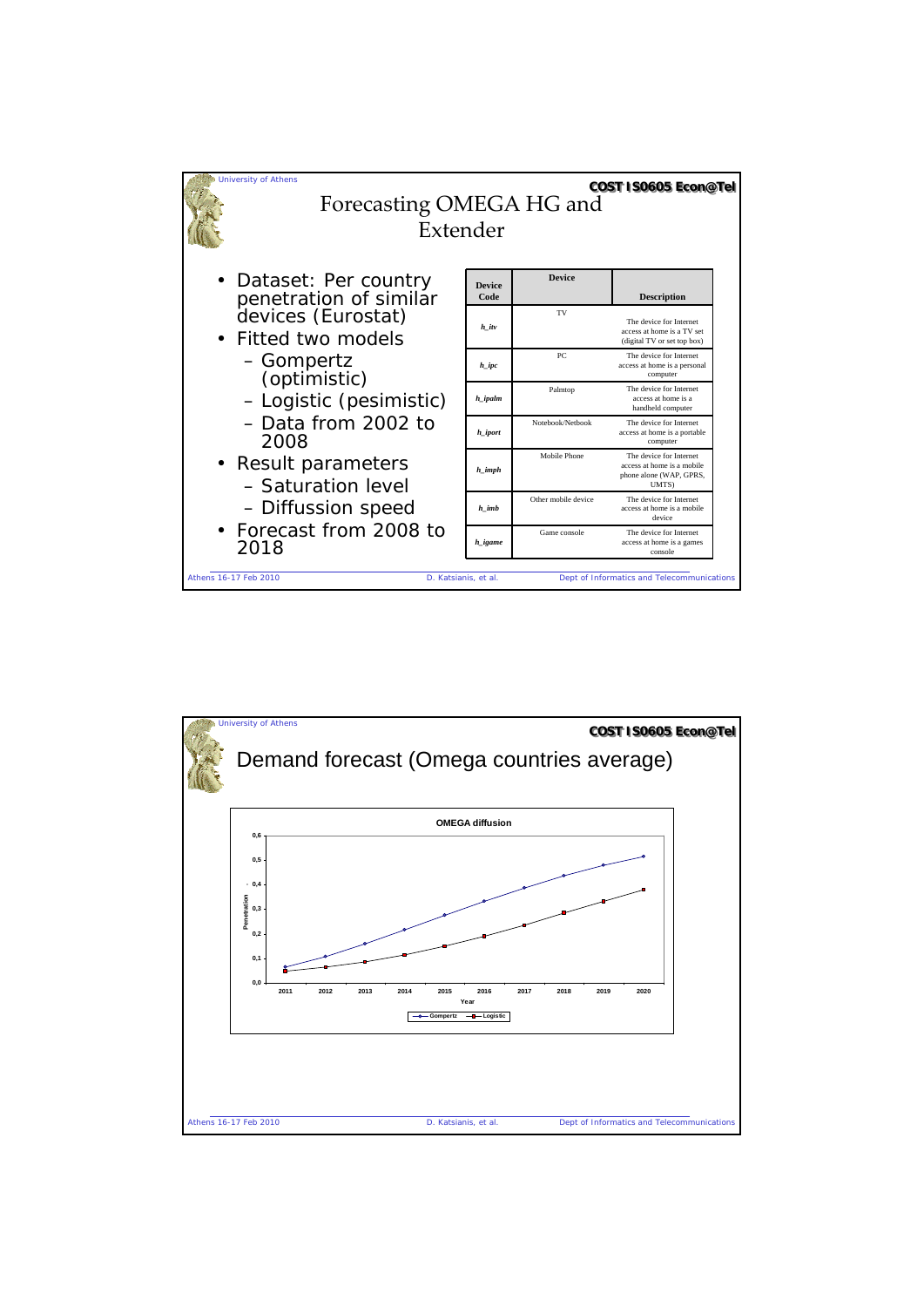# Forecasting OMEGA HG and Extender

- Dataset: Per country penetration of similar devices (Eurostat)
- Fitted two models
  - Gompertz (optimistic)
  - Logistic (pesimistic)
  - Data from 2002 to 2008
- Result parameters
  - Saturation level
  - Diffussion speed
- Forecast from 2008 to 2018

| Device Code | Device | Description |
|---|---|---|
| *h_itv* | TV | The device for Internet access at home is a TV set (digital TV or set top box) |
| *h_ipc* | PC | The device for Internet access at home is a personal computer |
| *h_ipalm* | Palmtop | The device for Internet access at home is a handheld computer |
| *h_iport* | Notebook/Netbook | The device for Internet access at home is a portable computer |
| *h_imph* | Mobile Phone | The device for Internet access at home is a mobile phone alone (WAP, GPRS, UMTS) |
| *h_imb* | Other mobile device | The device for Internet access at home is a mobile device |
| *h_igame* | Game console | The device for Internet access at home is a games console |

# Demand forecast (Omega countries average)

**OMEGA diffusion**

| Year | Gompertz | Logistic |
|---|---|---|
| 2011 | 0,06 | 0,05 |
| 2012 | 0,11 | 0,06 |
| 2013 | 0,16 | 0,08 |
| 2014 | 0,22 | 0,11 |
| 2015 | 0,28 | 0,15 |
| 2016 | 0,33 | 0,19 |
| 2017 | 0,39 | 0,23 |
| 2018 | 0,44 | 0,29 |
| 2019 | 0,48 | 0,33 |
| 2020 | 0,51 | 0,38 |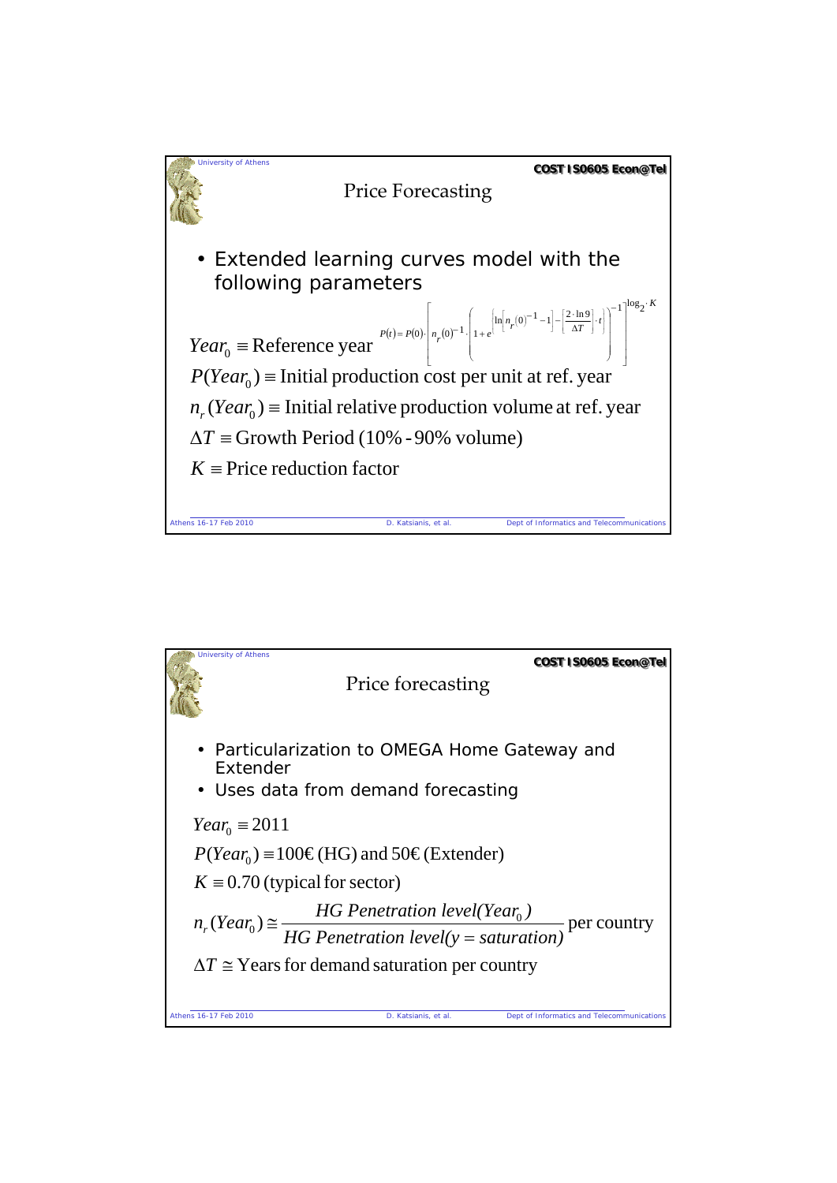# Price Forecasting

- Extended learning curves model with the following parameters

$$P(t) = P(0) \cdot \left[ n_r(0)^{-1} \cdot \left( 1 + e^{\left\{ \ln\left[ n_r(0)^{-1} - 1 \right] - \left[ \frac{2 \cdot \ln 9}{\Delta T} \right] \cdot t \right\}} \right)^{-1} \right]^{\log_2 \cdot K}$$

$Year_0 \equiv$ Reference year

$P(Year_0) \equiv$ Initial production cost per unit at ref. year

$n_r(Year_0) \equiv$ Initial relative production volume at ref. year

$\Delta T \equiv$ Growth Period (10% - 90% volume)

$K \equiv$ Price reduction factor

# Price forecasting

- Particularization to OMEGA Home Gateway and Extender
- Uses data from demand forecasting

$Year_0 \equiv 2011$

$P(Year_0) \equiv 100€$ (HG) and $50€$ (Extender)

$K \equiv 0.70$ (typical for sector)

$$n_r(Year_0) \cong \frac{\text{HG Penetration level}(Year_0)}{\text{HG Penetration level}(y = saturation)} \text{ per country}$$

$\Delta T \cong$ Years for demand saturation per country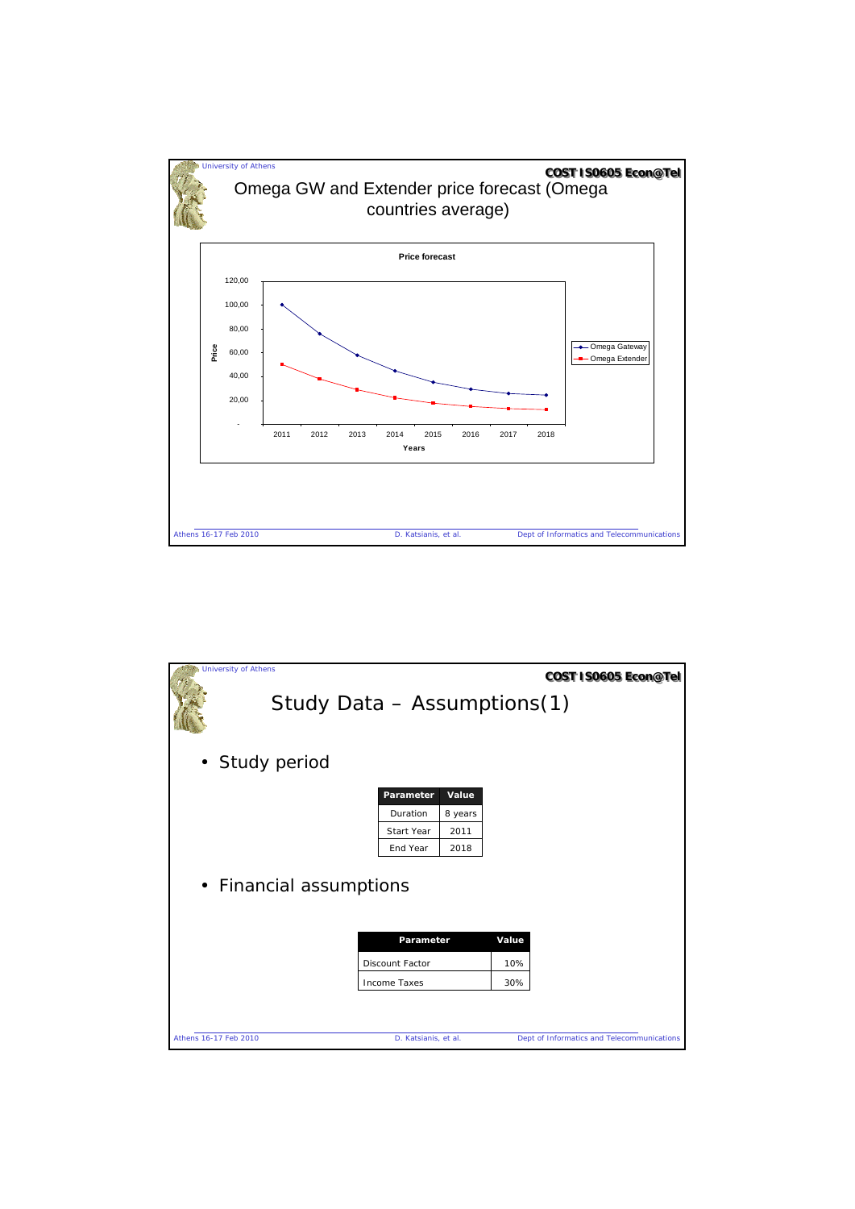## Omega GW and Extender price forecast (Omega countries average)

**Price forecast**

Price (y-axis: -, 20,00, 40,00, 60,00, 80,00, 100,00, 120,00)

Years (x-axis: 2011, 2012, 2013, 2014, 2015, 2016, 2017, 2018)

Legend: Omega Gateway, Omega Extender

## Study Data – Assumptions(1)

- Study period

| Parameter | Value |
|---|---|
| Duration | 8 years |
| Start Year | 2011 |
| End Year | 2018 |

- Financial assumptions

| Parameter | Value |
|---|---|
| Discount Factor | 10% |
| Income Taxes | 30% |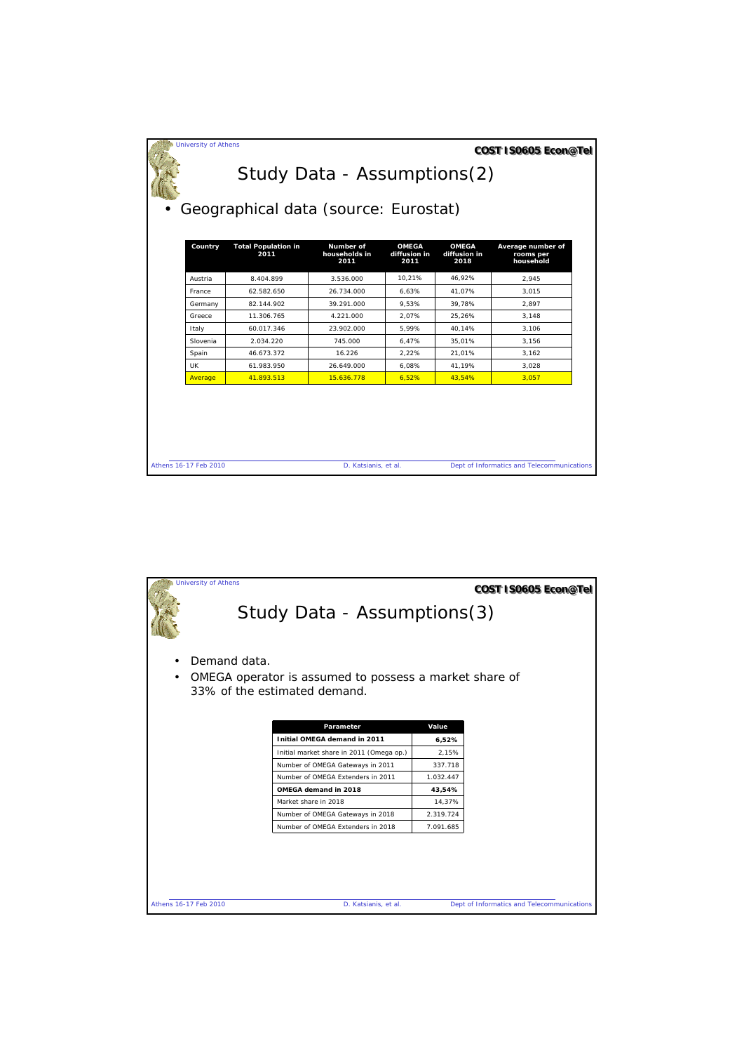# Study Data - Assumptions(2)

- Geographical data (source: Eurostat)

| Country | Total Population in 2011 | Number of households in 2011 | OMEGA diffusion in 2011 | OMEGA diffusion in 2018 | Average number of rooms per household |
|---|---|---|---|---|---|
| Austria | 8.404.899 | 3.536.000 | 10,21% | 46,92% | 2,945 |
| France | 62.582.650 | 26.734.000 | 6,63% | 41,07% | 3,015 |
| Germany | 82.144.902 | 39.291.000 | 9,53% | 39,78% | 2,897 |
| Greece | 11.306.765 | 4.221.000 | 2,07% | 25,26% | 3,148 |
| Italy | 60.017.346 | 23.902.000 | 5,99% | 40,14% | 3,106 |
| Slovenia | 2.034.220 | 745.000 | 6,47% | 35,01% | 3,156 |
| Spain | 46.673.372 | 16.226 | 2,22% | 21,01% | 3,162 |
| UK | 61.983.950 | 26.649.000 | 6,08% | 41,19% | 3,028 |
| Average | 41.893.513 | 15.636.778 | 6,52% | 43,54% | 3,057 |

# Study Data - Assumptions(3)

- Demand data.
- OMEGA operator is assumed to possess a market share of 33% of the estimated demand.

| Parameter | Value |
|---|---|
| **Initial OMEGA demand in 2011** | **6,52%** |
| Initial market share in 2011 (Omega op.) | 2,15% |
| Number of OMEGA Gateways in 2011 | 337.718 |
| Number of OMEGA Extenders in 2011 | 1.032.447 |
| **OMEGA demand in 2018** | **43,54%** |
| Market share in 2018 | 14,37% |
| Number of OMEGA Gateways in 2018 | 2.319.724 |
| Number of OMEGA Extenders in 2018 | 7.091.685 |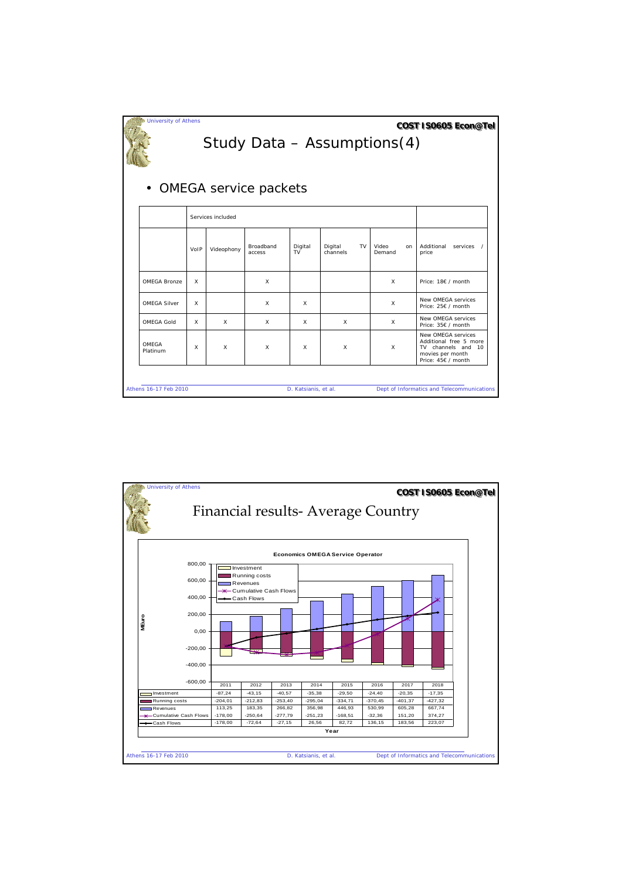# Study Data – Assumptions(4)

- OMEGA service packets

| | Services included | | | | | | |
|---|---|---|---|---|---|---|---|
| | VoIP | Videophony | Broadband access | Digital TV | Digital TV channels | Video on Demand | Additional services / price |
| OMEGA Bronze | X | | X | | | X | Price: 18€ / month |
| OMEGA Silver | X | | X | X | | X | New OMEGA services Price: 25€ / month |
| OMEGA Gold | X | X | X | X | X | X | New OMEGA services Price: 35€ / month |
| OMEGA Platinum | X | X | X | X | X | X | New OMEGA services Additional free 5 more TV channels and 10 movies per month Price: 45€ / month |

# Financial results- Average Country

**Economics OMEGA Service Operator**

| MEuro | 2011 | 2012 | 2013 | 2014 | 2015 | 2016 | 2017 | 2018 |
|---|---|---|---|---|---|---|---|---|
| Investment | -87,24 | -43,15 | -40,57 | -35,38 | -29,50 | -24,40 | -20,35 | -17,35 |
| Running costs | -204,01 | -212,83 | -253,40 | -295,04 | -334,71 | -370,45 | -401,37 | -427,32 |
| Revenues | 113,25 | 183,35 | 266,82 | 356,98 | 446,93 | 530,99 | 605,28 | 667,74 |
| Cumulative Cash Flows | -178,00 | -250,64 | -277,79 | -251,23 | -168,51 | -32,36 | 151,20 | 374,27 |
| Cash Flows | -178,00 | -72,64 | -27,15 | 26,56 | 82,72 | 136,15 | 183,56 | 223,07 |

Year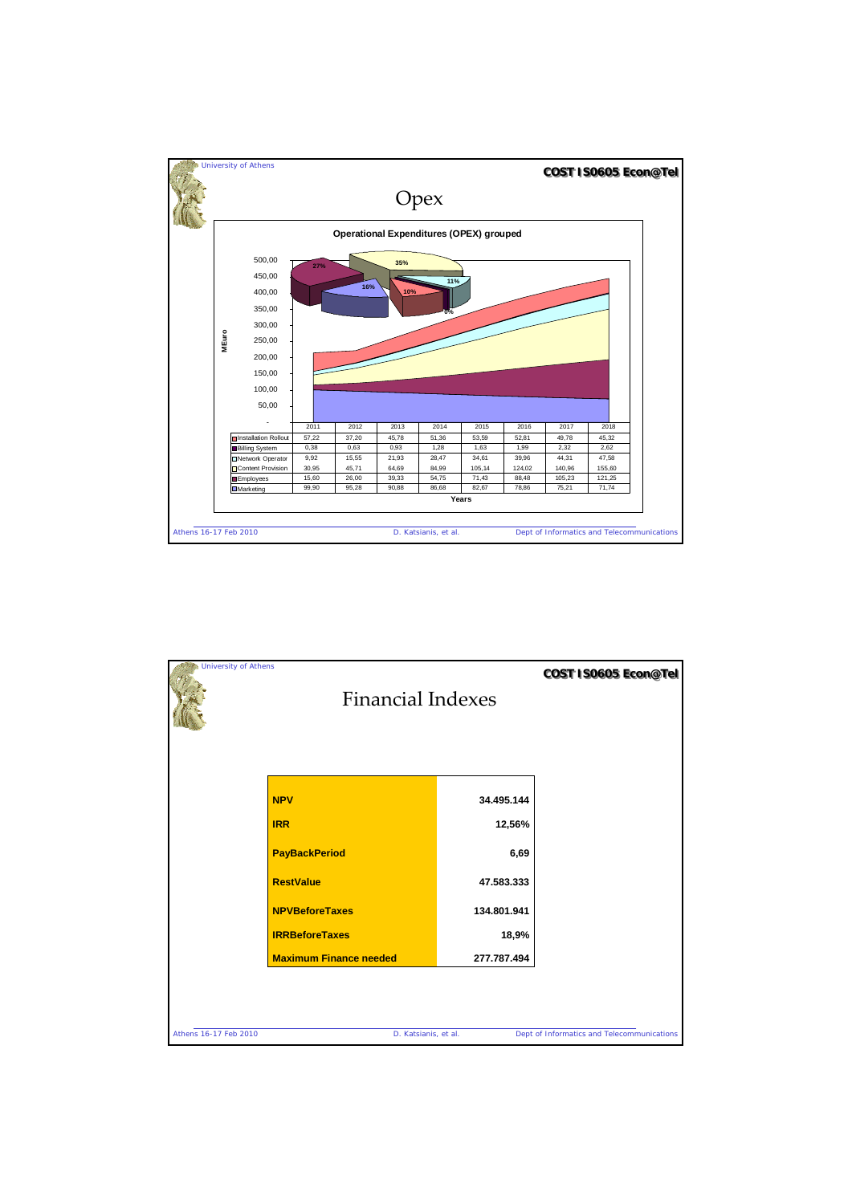# Opex

**Operational Expenditures (OPEX) grouped**

| | 2011 | 2012 | 2013 | 2014 | 2015 | 2016 | 2017 | 2018 |
|---|---|---|---|---|---|---|---|---|
| Installation Rollout | 57,22 | 37,20 | 45,78 | 51,36 | 53,59 | 52,81 | 49,78 | 45,32 |
| Billing System | 0,38 | 0,63 | 0,93 | 1,28 | 1,63 | 1,99 | 2,32 | 2,62 |
| Network Operator | 9,92 | 15,55 | 21,93 | 28,47 | 34,61 | 39,96 | 44,31 | 47,58 |
| Content Provision | 30,95 | 45,71 | 64,69 | 84,99 | 105,14 | 124,02 | 140,96 | 155,60 |
| Employees | 15,60 | 26,00 | 39,33 | 54,75 | 71,43 | 88,48 | 105,23 | 121,25 |
| Marketing | 99,90 | 95,28 | 90,88 | 86,68 | 82,67 | 78,86 | 75,21 | 71,74 |

# Financial Indexes

| | |
|---|---|
| **NPV** | **34.495.144** |
| **IRR** | **12,56%** |
| **PayBackPeriod** | **6,69** |
| **RestValue** | **47.583.333** |
| **NPVBeforeTaxes** | **134.801.941** |
| **IRRBeforeTaxes** | **18,9%** |
| **Maximum Finance needed** | **277.787.494** |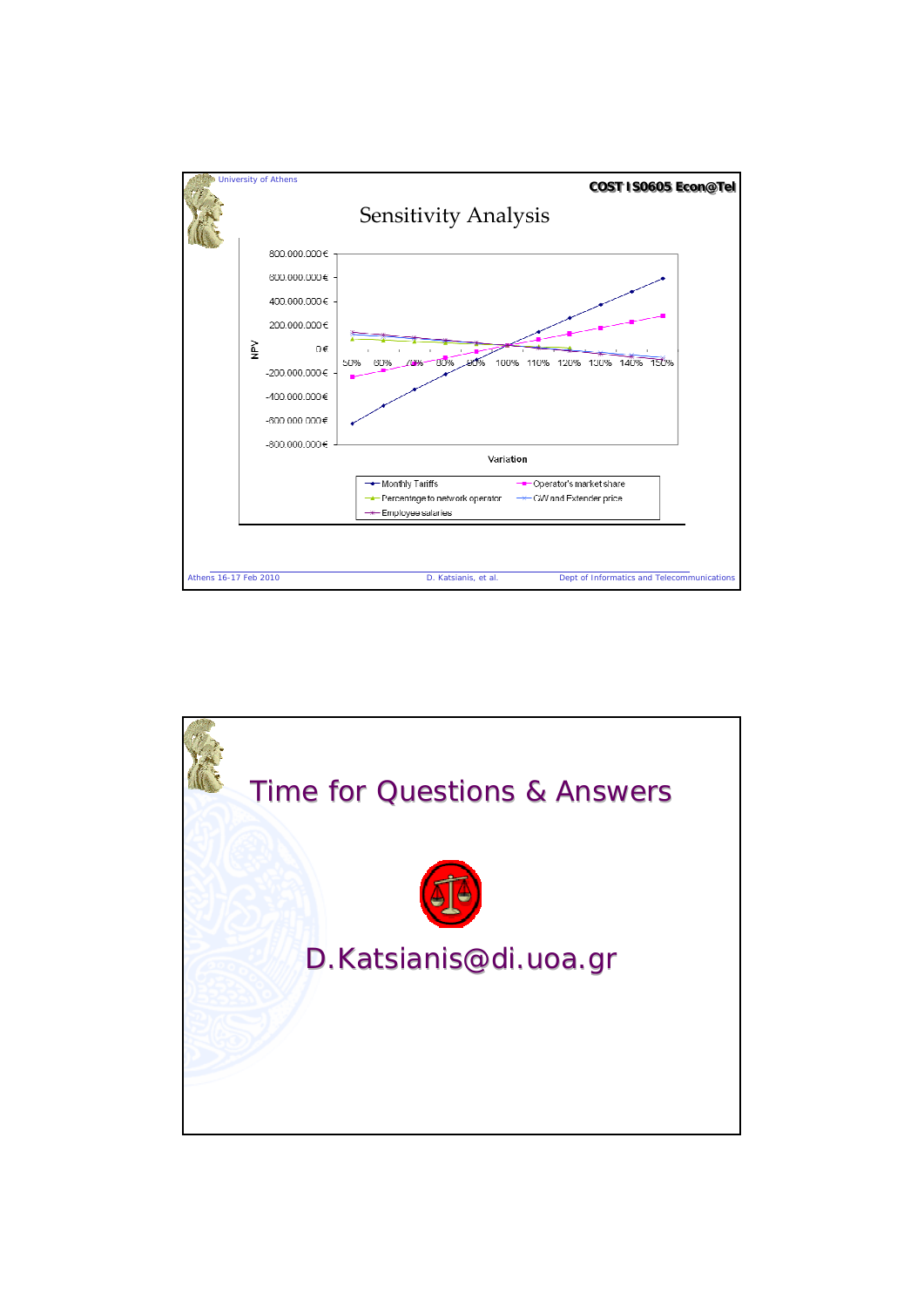## Sensitivity Analysis

800.000.000€
600.000.000€
400.000.000€
200.000.000€
0€
-200.000.000€
-400.000.000€
-600.000.000€
-800.000.000€

NPV

50% 60% 70% 80% 90% 100% 110% 120% 130% 140% 150%

Variation

Monthly Tariffs
Operator's market share
Percentage to network operator
CW and Extender price
Employee salaries

# Time for Questions & Answers

D.Katsianis@di.uoa.gr